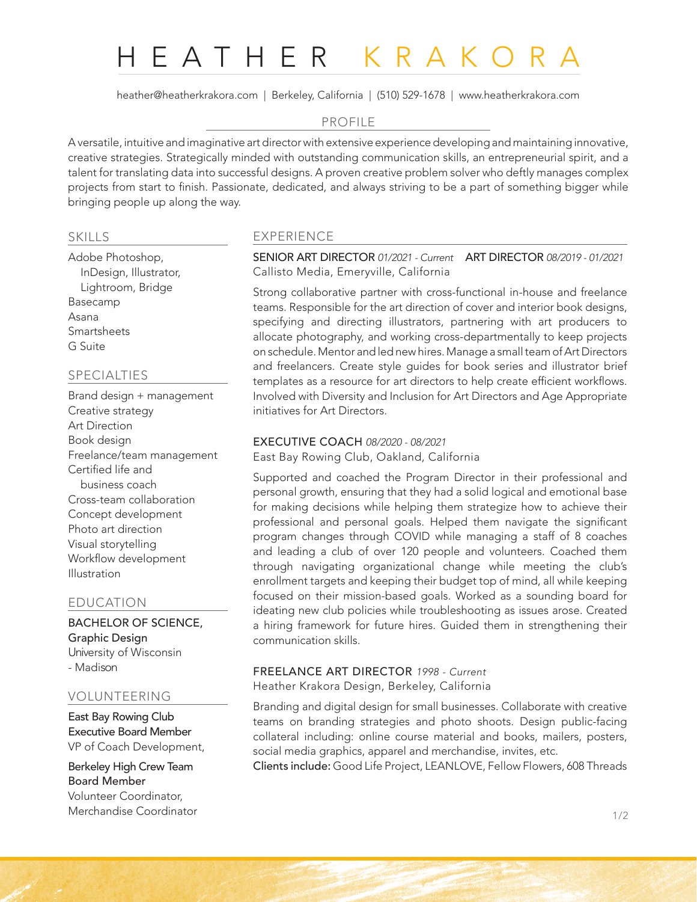# HEATHER KRAKORA

heather@heatherkrakora.com | Berkeley, California | (510) 529-1678 | www.heatherkrakora.com

## PROFILE

A versatile, intuitive and imaginative art director with extensive experience developing and maintaining innovative, creative strategies. Strategically minded with outstanding communication skills, an entrepreneurial spirit, and a talent for translating data into successful designs. A proven creative problem solver who deftly manages complex projects from start to finish. Passionate, dedicated, and always striving to be a part of something bigger while bringing people up along the way.

## SKILLS

- Adobe Photoshop, InDesign, Illustrator, Lightroom, Bridge
- Basecamp
- Asana
- Smartsheets
- G Suite

## SPECIALTIES

- Brand design + management
- Creative strategy
- Art Direction
- Book design
- Freelance/team management
- Certified life and business coach
- Cross-team collaboration
- Concept development
- Photo art direction
- Visual storytelling
- Workflow development
- Illustration

## EDUCATION

**BACHELOR OF SCIENCE, Graphic Design**
University of Wisconsin - Madison

## VOLUNTEERING

**East Bay Rowing Club Executive Board Member**
VP of Coach Development,

**Berkeley High Crew Team Board Member**
Volunteer Coordinator, Merchandise Coordinator

## EXPERIENCE

**SENIOR ART DIRECTOR** *01/2021 - Current* **ART DIRECTOR** *08/2019 - 01/2021*
Callisto Media, Emeryville, California

Strong collaborative partner with cross-functional in-house and freelance teams. Responsible for the art direction of cover and interior book designs, specifying and directing illustrators, partnering with art producers to allocate photography, and working cross-departmentally to keep projects on schedule. Mentor and led new hires. Manage a small team of Art Directors and freelancers. Create style guides for book series and illustrator brief templates as a resource for art directors to help create efficient workflows. Involved with Diversity and Inclusion for Art Directors and Age Appropriate initiatives for Art Directors.

**EXECUTIVE COACH** *08/2020 - 08/2021*
East Bay Rowing Club, Oakland, California

Supported and coached the Program Director in their professional and personal growth, ensuring that they had a solid logical and emotional base for making decisions while helping them strategize how to achieve their professional and personal goals. Helped them navigate the significant program changes through COVID while managing a staff of 8 coaches and leading a club of over 120 people and volunteers. Coached them through navigating organizational change while meeting the club's enrollment targets and keeping their budget top of mind, all while keeping focused on their mission-based goals. Worked as a sounding board for ideating new club policies while troubleshooting as issues arose. Created a hiring framework for future hires. Guided them in strengthening their communication skills.

**FREELANCE ART DIRECTOR** *1998 - Current*
Heather Krakora Design, Berkeley, California

Branding and digital design for small businesses. Collaborate with creative teams on branding strategies and photo shoots. Design public-facing collateral including: online course material and books, mailers, posters, social media graphics, apparel and merchandise, invites, etc.
**Clients include:** Good Life Project, LEANLOVE, Fellow Flowers, 608 Threads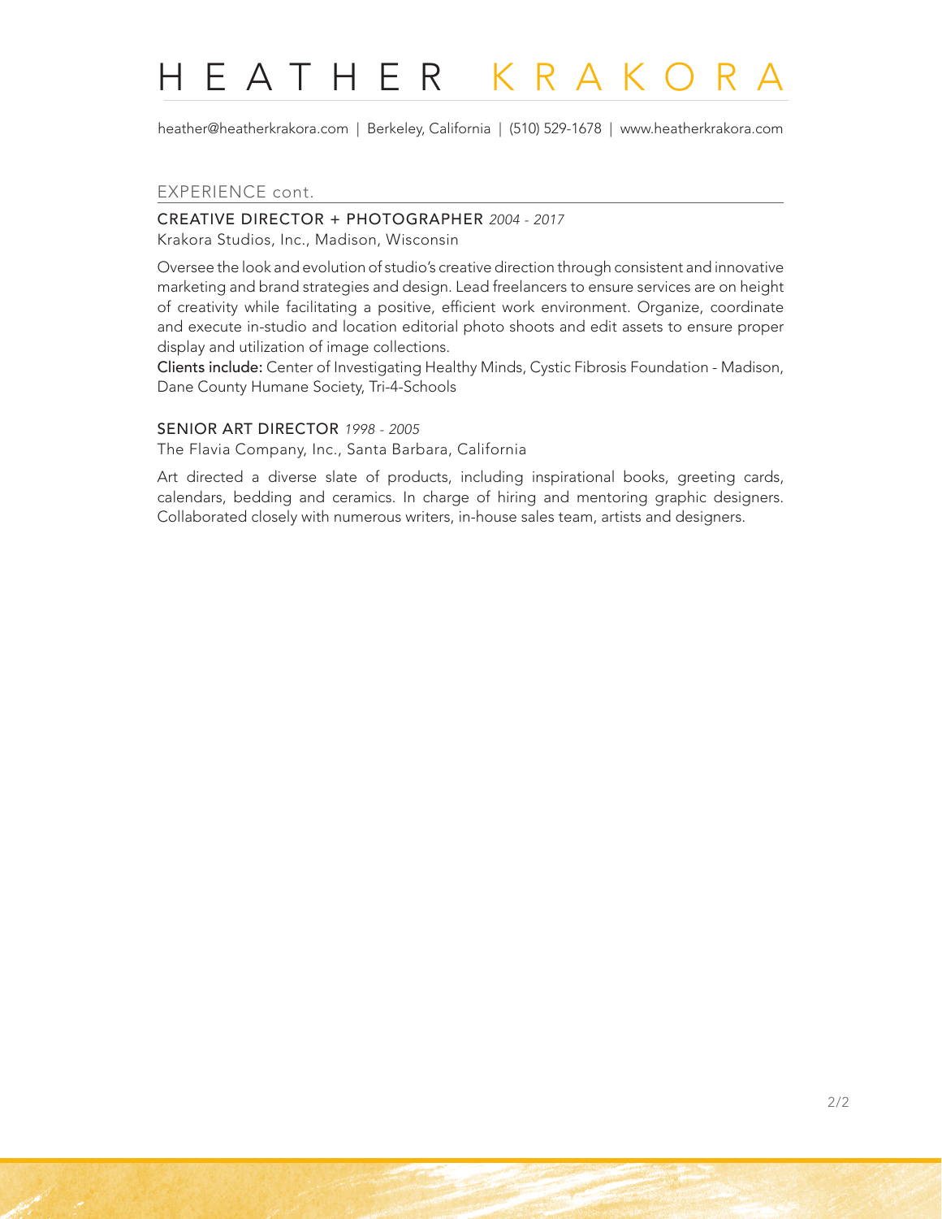# HEATHER KRAKORA

heather@heatherkrakora.com | Berkeley, California | (510) 529-1678 | www.heatherkrakora.com

## EXPERIENCE cont.

### CREATIVE DIRECTOR + PHOTOGRAPHER *2004 - 2017*

Krakora Studios, Inc., Madison, Wisconsin

Oversee the look and evolution of studio's creative direction through consistent and innovative marketing and brand strategies and design. Lead freelancers to ensure services are on height of creativity while facilitating a positive, efficient work environment. Organize, coordinate and execute in-studio and location editorial photo shoots and edit assets to ensure proper display and utilization of image collections.

**Clients include:** Center of Investigating Healthy Minds, Cystic Fibrosis Foundation - Madison, Dane County Humane Society, Tri-4-Schools

### SENIOR ART DIRECTOR *1998 - 2005*

The Flavia Company, Inc., Santa Barbara, California

Art directed a diverse slate of products, including inspirational books, greeting cards, calendars, bedding and ceramics. In charge of hiring and mentoring graphic designers. Collaborated closely with numerous writers, in-house sales team, artists and designers.